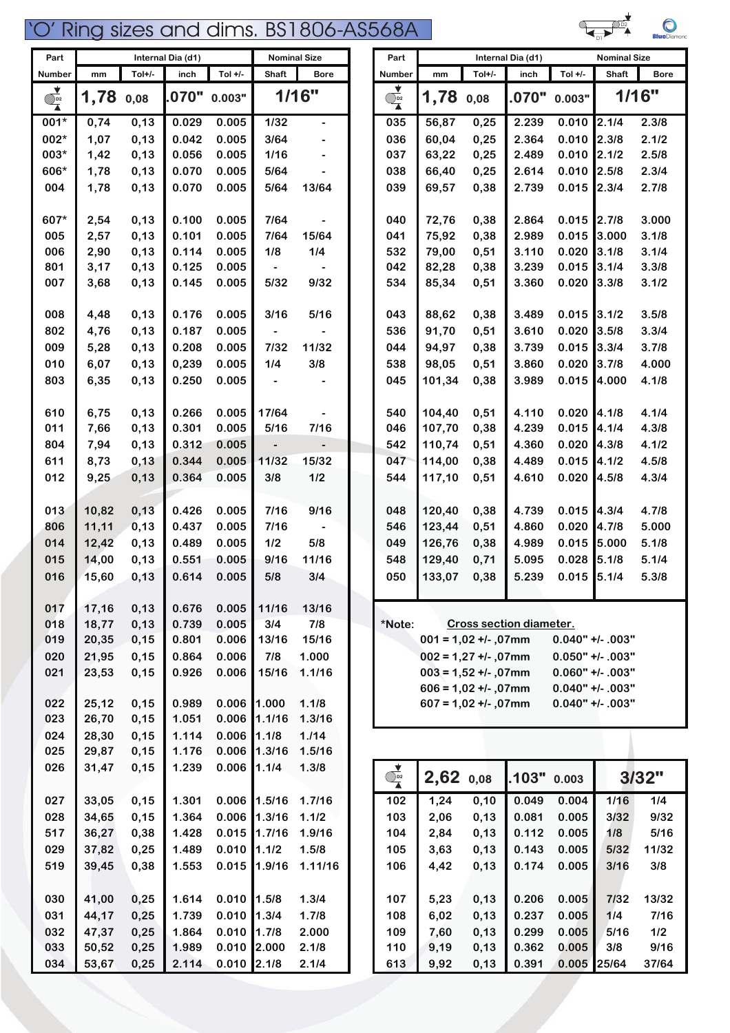# 'O' Ring sizes and dims. BS1806-AS568A

| Part Number | Internal Dia (d1) mm | Tol+/- | inch | Tol +/- | Nominal Size Shaft | Nominal Size Bore |
|---|---|---|---|---|---|---|
| D2 | 1,78 | 0,08 | .070" | 0.003" | 1/16" | |
| 001* | 0,74 | 0,13 | 0.029 | 0.005 | 1/32 | - |
| 002* | 1,07 | 0,13 | 0.042 | 0.005 | 3/64 | - |
| 003* | 1,42 | 0,13 | 0.056 | 0.005 | 1/16 | - |
| 606* | 1,78 | 0,13 | 0.070 | 0.005 | 5/64 | - |
| 004 | 1,78 | 0,13 | 0.070 | 0.005 | 5/64 | 13/64 |
| 607* | 2,54 | 0,13 | 0.100 | 0.005 | 7/64 | - |
| 005 | 2,57 | 0,13 | 0.101 | 0.005 | 7/64 | 15/64 |
| 006 | 2,90 | 0,13 | 0.114 | 0.005 | 1/8 | 1/4 |
| 801 | 3,17 | 0,13 | 0.125 | 0.005 | - | - |
| 007 | 3,68 | 0,13 | 0.145 | 0.005 | 5/32 | 9/32 |
| 008 | 4,48 | 0,13 | 0.176 | 0.005 | 3/16 | 5/16 |
| 802 | 4,76 | 0,13 | 0.187 | 0.005 | - | - |
| 009 | 5,28 | 0,13 | 0.208 | 0.005 | 7/32 | 11/32 |
| 010 | 6,07 | 0,13 | 0,239 | 0.005 | 1/4 | 3/8 |
| 803 | 6,35 | 0,13 | 0.250 | 0.005 | - | - |
| 610 | 6,75 | 0,13 | 0.266 | 0.005 | 17/64 | - |
| 011 | 7,66 | 0,13 | 0.301 | 0.005 | 5/16 | 7/16 |
| 804 | 7,94 | 0,13 | 0.312 | 0.005 | - | - |
| 611 | 8,73 | 0,13 | 0.344 | 0.005 | 11/32 | 15/32 |
| 012 | 9,25 | 0,13 | 0.364 | 0.005 | 3/8 | 1/2 |
| 013 | 10,82 | 0,13 | 0.426 | 0.005 | 7/16 | 9/16 |
| 806 | 11,11 | 0,13 | 0.437 | 0.005 | 7/16 | - |
| 014 | 12,42 | 0,13 | 0.489 | 0.005 | 1/2 | 5/8 |
| 015 | 14,00 | 0,13 | 0.551 | 0.005 | 9/16 | 11/16 |
| 016 | 15,60 | 0,13 | 0.614 | 0.005 | 5/8 | 3/4 |
| 017 | 17,16 | 0,13 | 0.676 | 0.005 | 11/16 | 13/16 |
| 018 | 18,77 | 0,13 | 0.739 | 0.005 | 3/4 | 7/8 |
| 019 | 20,35 | 0,15 | 0.801 | 0.006 | 13/16 | 15/16 |
| 020 | 21,95 | 0,15 | 0.864 | 0.006 | 7/8 | 1.000 |
| 021 | 23,53 | 0,15 | 0.926 | 0.006 | 15/16 | 1.1/16 |
| 022 | 25,12 | 0,15 | 0.989 | 0.006 | 1.000 | 1.1/8 |
| 023 | 26,70 | 0,15 | 1.051 | 0.006 | 1.1/16 | 1.3/16 |
| 024 | 28,30 | 0,15 | 1.114 | 0.006 | 1.1/8 | 1./14 |
| 025 | 29,87 | 0,15 | 1.176 | 0.006 | 1.3/16 | 1.5/16 |
| 026 | 31,47 | 0,15 | 1.239 | 0.006 | 1.1/4 | 1.3/8 |
| 027 | 33,05 | 0,15 | 1.301 | 0.006 | 1.5/16 | 1.7/16 |
| 028 | 34,65 | 0,15 | 1.364 | 0.006 | 1.3/16 | 1.1/2 |
| 517 | 36,27 | 0,38 | 1.428 | 0.015 | 1.7/16 | 1.9/16 |
| 029 | 37,82 | 0,25 | 1.489 | 0.010 | 1.1/2 | 1.5/8 |
| 519 | 39,45 | 0,38 | 1.553 | 0.015 | 1.9/16 | 1.11/16 |
| 030 | 41,00 | 0,25 | 1.614 | 0.010 | 1.5/8 | 1.3/4 |
| 031 | 44,17 | 0,25 | 1.739 | 0.010 | 1.3/4 | 1.7/8 |
| 032 | 47,37 | 0,25 | 1.864 | 0.010 | 1.7/8 | 2.000 |
| 033 | 50,52 | 0,25 | 1.989 | 0.010 | 2.000 | 2.1/8 |
| 034 | 53,67 | 0,25 | 2.114 | 0.010 | 2.1/8 | 2.1/4 |
| 035 | 56,87 | 0,25 | 2.239 | 0.010 | 2.1/4 | 2.3/8 |
| 036 | 60,04 | 0,25 | 2.364 | 0.010 | 2.3/8 | 2.1/2 |
| 037 | 63,22 | 0,25 | 2.489 | 0.010 | 2.1/2 | 2.5/8 |
| 038 | 66,40 | 0,25 | 2.614 | 0.010 | 2.5/8 | 2.3/4 |
| 039 | 69,57 | 0,38 | 2.739 | 0.015 | 2.3/4 | 2.7/8 |
| 040 | 72,76 | 0,38 | 2.864 | 0.015 | 2.7/8 | 3.000 |
| 041 | 75,92 | 0,38 | 2.989 | 0.015 | 3.000 | 3.1/8 |
| 532 | 79,00 | 0,51 | 3.110 | 0.020 | 3.1/8 | 3.1/4 |
| 042 | 82,28 | 0,38 | 3.239 | 0.015 | 3.1/4 | 3.3/8 |
| 534 | 85,34 | 0,51 | 3.360 | 0.020 | 3.3/8 | 3.1/2 |
| 043 | 88,62 | 0,38 | 3.489 | 0.015 | 3.1/2 | 3.5/8 |
| 536 | 91,70 | 0,51 | 3.610 | 0.020 | 3.5/8 | 3.3/4 |
| 044 | 94,97 | 0,38 | 3.739 | 0.015 | 3.3/4 | 3.7/8 |
| 538 | 98,05 | 0,51 | 3.860 | 0.020 | 3.7/8 | 4.000 |
| 045 | 101,34 | 0,38 | 3.989 | 0.015 | 4.000 | 4.1/8 |
| 540 | 104,40 | 0,51 | 4.110 | 0.020 | 4.1/8 | 4.1/4 |
| 046 | 107,70 | 0,38 | 4.239 | 0.015 | 4.1/4 | 4.3/8 |
| 542 | 110,74 | 0,51 | 4.360 | 0.020 | 4.3/8 | 4.1/2 |
| 047 | 114,00 | 0,38 | 4.489 | 0.015 | 4.1/2 | 4.5/8 |
| 544 | 117,10 | 0,51 | 4.610 | 0.020 | 4.5/8 | 4.3/4 |
| 048 | 120,40 | 0,38 | 4.739 | 0.015 | 4.3/4 | 4.7/8 |
| 546 | 123,44 | 0,51 | 4.860 | 0.020 | 4.7/8 | 5.000 |
| 049 | 126,76 | 0,38 | 4.989 | 0.015 | 5.000 | 5.1/8 |
| 548 | 129,40 | 0,71 | 5.095 | 0.028 | 5.1/8 | 5.1/4 |
| 050 | 133,07 | 0,38 | 5.239 | 0.015 | 5.1/4 | 5.3/8 |

*Note: **Cross section diameter.**

- 001 = 1,02 +/- ,07mm — 0.040" +/- .003"
- 002 = 1,27 +/- ,07mm — 0.050" +/- .003"
- 003 = 1,52 +/- ,07mm — 0.060" +/- .003"
- 606 = 1,02 +/- ,07mm — 0.040" +/- .003"
- 607 = 1,02 +/- ,07mm — 0.040" +/- .003"

| Part Number | Internal Dia (d1) mm | Tol+/- | inch | Tol +/- | Nominal Size Shaft | Nominal Size Bore |
|---|---|---|---|---|---|---|
| D2 | 2,62 | 0,08 | .103" | 0.003 | 3/32" | |
| 102 | 1,24 | 0,10 | 0.049 | 0.004 | 1/16 | 1/4 |
| 103 | 2,06 | 0,13 | 0.081 | 0.005 | 3/32 | 9/32 |
| 104 | 2,84 | 0,13 | 0.112 | 0.005 | 1/8 | 5/16 |
| 105 | 3,63 | 0,13 | 0.143 | 0.005 | 5/32 | 11/32 |
| 106 | 4,42 | 0,13 | 0.174 | 0.005 | 3/16 | 3/8 |
| 107 | 5,23 | 0,13 | 0.206 | 0.005 | 7/32 | 13/32 |
| 108 | 6,02 | 0,13 | 0.237 | 0.005 | 1/4 | 7/16 |
| 109 | 7,60 | 0,13 | 0.299 | 0.005 | 5/16 | 1/2 |
| 110 | 9,19 | 0,13 | 0.362 | 0.005 | 3/8 | 9/16 |
| 613 | 9,92 | 0,13 | 0.391 | 0.005 | 25/64 | 37/64 |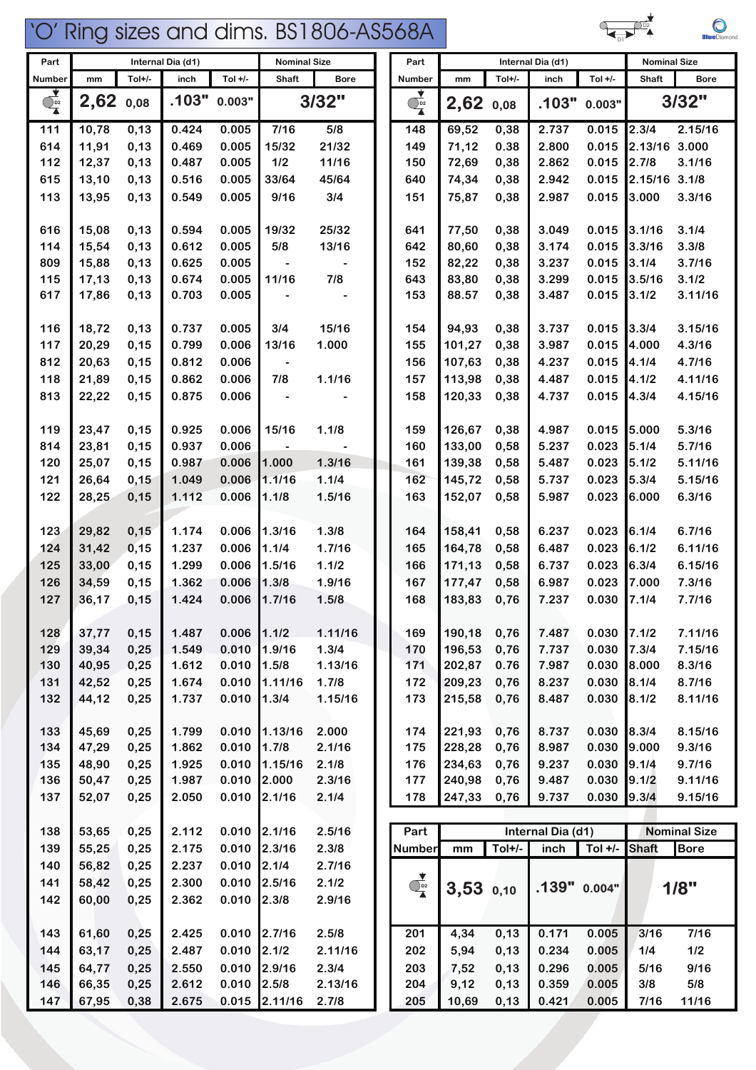# 'O' Ring sizes and dims. BS1806-AS568A

| Part Number | Internal Dia (d1) mm | Tol+/- | inch | Tol +/- | Nominal Size Shaft | Bore |
|---|---|---|---|---|---|---|
| D2 | 2,62 | 0,08 | .103" | 0.003" | 3/32" | |
| 111 | 10,78 | 0,13 | 0.424 | 0.005 | 7/16 | 5/8 |
| 614 | 11,91 | 0,13 | 0.469 | 0.005 | 15/32 | 21/32 |
| 112 | 12,37 | 0,13 | 0.487 | 0.005 | 1/2 | 11/16 |
| 615 | 13,10 | 0,13 | 0.516 | 0.005 | 33/64 | 45/64 |
| 113 | 13,95 | 0,13 | 0.549 | 0.005 | 9/16 | 3/4 |
| 616 | 15,08 | 0,13 | 0.594 | 0.005 | 19/32 | 25/32 |
| 114 | 15,54 | 0,13 | 0.612 | 0.005 | 5/8 | 13/16 |
| 809 | 15,88 | 0,13 | 0.625 | 0.005 | - | - |
| 115 | 17,13 | 0,13 | 0.674 | 0.005 | 11/16 | 7/8 |
| 617 | 17,86 | 0,13 | 0.703 | 0.005 | - | - |
| 116 | 18,72 | 0,13 | 0.737 | 0.005 | 3/4 | 15/16 |
| 117 | 20,29 | 0,15 | 0.799 | 0.006 | 13/16 | 1.000 |
| 812 | 20,63 | 0,15 | 0.812 | 0.006 | - | |
| 118 | 21,89 | 0,15 | 0.862 | 0.006 | 7/8 | 1.1/16 |
| 813 | 22,22 | 0,15 | 0.875 | 0.006 | - | - |
| 119 | 23,47 | 0,15 | 0.925 | 0.006 | 15/16 | 1.1/8 |
| 814 | 23,81 | 0,15 | 0.937 | 0.006 | - | - |
| 120 | 25,07 | 0,15 | 0.987 | 0.006 | 1.000 | 1.3/16 |
| 121 | 26,64 | 0,15 | 1.049 | 0.006 | 1.1/16 | 1.1/4 |
| 122 | 28,25 | 0,15 | 1.112 | 0.006 | 1.1/8 | 1.5/16 |
| 123 | 29,82 | 0,15 | 1.174 | 0.006 | 1.3/16 | 1.3/8 |
| 124 | 31,42 | 0,15 | 1.237 | 0.006 | 1.1/4 | 1.7/16 |
| 125 | 33,00 | 0,15 | 1.299 | 0.006 | 1.5/16 | 1.1/2 |
| 126 | 34,59 | 0,15 | 1.362 | 0.006 | 1.3/8 | 1.9/16 |
| 127 | 36,17 | 0,15 | 1.424 | 0.006 | 1.7/16 | 1.5/8 |
| 128 | 37,77 | 0,15 | 1.487 | 0.006 | 1.1/2 | 1.11/16 |
| 129 | 39,34 | 0,25 | 1.549 | 0.010 | 1.9/16 | 1.3/4 |
| 130 | 40,95 | 0,25 | 1.612 | 0.010 | 1.5/8 | 1.13/16 |
| 131 | 42,52 | 0,25 | 1.674 | 0.010 | 1.11/16 | 1.7/8 |
| 132 | 44,12 | 0,25 | 1.737 | 0.010 | 1.3/4 | 1.15/16 |
| 133 | 45,69 | 0,25 | 1.799 | 0.010 | 1.13/16 | 2.000 |
| 134 | 47,29 | 0,25 | 1.862 | 0.010 | 1.7/8 | 2.1/16 |
| 135 | 48,90 | 0,25 | 1.925 | 0.010 | 1.15/16 | 2.1/8 |
| 136 | 50,47 | 0,25 | 1.987 | 0.010 | 2.000 | 2.3/16 |
| 137 | 52,07 | 0,25 | 2.050 | 0.010 | 2.1/16 | 2.1/4 |
| 138 | 53,65 | 0,25 | 2.112 | 0.010 | 2.1/16 | 2.5/16 |
| 139 | 55,25 | 0,25 | 2.175 | 0.010 | 2.3/16 | 2.3/8 |
| 140 | 56,82 | 0,25 | 2.237 | 0.010 | 2.1/4 | 2.7/16 |
| 141 | 58,42 | 0,25 | 2.300 | 0.010 | 2.5/16 | 2.1/2 |
| 142 | 60,00 | 0,25 | 2.362 | 0.010 | 2.3/8 | 2.9/16 |
| 143 | 61,60 | 0,25 | 2.425 | 0.010 | 2.7/16 | 2.5/8 |
| 144 | 63,17 | 0,25 | 2.487 | 0.010 | 2.1/2 | 2.11/16 |
| 145 | 64,77 | 0,25 | 2.550 | 0.010 | 2.9/16 | 2.3/4 |
| 146 | 66,35 | 0,25 | 2.612 | 0.010 | 2.5/8 | 2.13/16 |
| 147 | 67,95 | 0,38 | 2.675 | 0.015 | 2.11/16 | 2.7/8 |
| 148 | 69,52 | 0,38 | 2.737 | 0.015 | 2.3/4 | 2.15/16 |
| 149 | 71,12 | 0,38 | 2.800 | 0.015 | 2.13/16 | 3.000 |
| 150 | 72,69 | 0,38 | 2.862 | 0.015 | 2.7/8 | 3.1/16 |
| 640 | 74,34 | 0,38 | 2.942 | 0.015 | 2.15/16 | 3.1/8 |
| 151 | 75,87 | 0,38 | 2.987 | 0.015 | 3.000 | 3.3/16 |
| 641 | 77,50 | 0,38 | 3.049 | 0.015 | 3.1/16 | 3.1/4 |
| 642 | 80,60 | 0,38 | 3.174 | 0.015 | 3.3/16 | 3.3/8 |
| 152 | 82,22 | 0,38 | 3.237 | 0.015 | 3.1/4 | 3.7/16 |
| 643 | 83,80 | 0,38 | 3.299 | 0.015 | 3.5/16 | 3.1/2 |
| 153 | 88.57 | 0,38 | 3.487 | 0.015 | 3.1/2 | 3.11/16 |
| 154 | 94,93 | 0,38 | 3.737 | 0.015 | 3.3/4 | 3.15/16 |
| 155 | 101,27 | 0,38 | 3.987 | 0.015 | 4.000 | 4.3/16 |
| 156 | 107,63 | 0,38 | 4.237 | 0.015 | 4.1/4 | 4.7/16 |
| 157 | 113,98 | 0,38 | 4.487 | 0.015 | 4.1/2 | 4.11/16 |
| 158 | 120,33 | 0,38 | 4.737 | 0.015 | 4.3/4 | 4.15/16 |
| 159 | 126,67 | 0,38 | 4.987 | 0.015 | 5.000 | 5.3/16 |
| 160 | 133,00 | 0,58 | 5.237 | 0.023 | 5.1/4 | 5.7/16 |
| 161 | 139,38 | 0,58 | 5.487 | 0.023 | 5.1/2 | 5.11/16 |
| 162 | 145,72 | 0,58 | 5.737 | 0.023 | 5.3/4 | 5.15/16 |
| 163 | 152,07 | 0,58 | 5.987 | 0.023 | 6.000 | 6.3/16 |
| 164 | 158,41 | 0,58 | 6.237 | 0.023 | 6.1/4 | 6.7/16 |
| 165 | 164,78 | 0,58 | 6.487 | 0.023 | 6.1/2 | 6.11/16 |
| 166 | 171,13 | 0,58 | 6.737 | 0.023 | 6.3/4 | 6.15/16 |
| 167 | 177,47 | 0,58 | 6.987 | 0.023 | 7.000 | 7.3/16 |
| 168 | 183,83 | 0,76 | 7.237 | 0.030 | 7.1/4 | 7.7/16 |
| 169 | 190,18 | 0,76 | 7.487 | 0.030 | 7.1/2 | 7.11/16 |
| 170 | 196,53 | 0,76 | 7.737 | 0.030 | 7.3/4 | 7.15/16 |
| 171 | 202,87 | 0,76 | 7.987 | 0.030 | 8.000 | 8.3/16 |
| 172 | 209,23 | 0,76 | 8.237 | 0.030 | 8.1/4 | 8.7/16 |
| 173 | 215,58 | 0,76 | 8.487 | 0.030 | 8.1/2 | 8.11/16 |
| 174 | 221,93 | 0,76 | 8.737 | 0.030 | 8.3/4 | 8.15/16 |
| 175 | 228,28 | 0,76 | 8.987 | 0.030 | 9.000 | 9.3/16 |
| 176 | 234,63 | 0,76 | 9.237 | 0.030 | 9.1/4 | 9.7/16 |
| 177 | 240,98 | 0,76 | 9.487 | 0.030 | 9.1/2 | 9.11/16 |
| 178 | 247,33 | 0,76 | 9.737 | 0.030 | 9.3/4 | 9.15/16 |

| Part Number | Internal Dia (d1) mm | Tol+/- | inch | Tol +/- | Nominal Size Shaft | Bore |
|---|---|---|---|---|---|---|
| D2 | 3,53 | 0,10 | .139" | 0.004" | 1/8" | |
| 201 | 4,34 | 0,13 | 0.171 | 0.005 | 3/16 | 7/16 |
| 202 | 5,94 | 0,13 | 0.234 | 0.005 | 1/4 | 1/2 |
| 203 | 7,52 | 0,13 | 0.296 | 0.005 | 5/16 | 9/16 |
| 204 | 9,12 | 0,13 | 0.359 | 0.005 | 3/8 | 5/8 |
| 205 | 10,69 | 0,13 | 0.421 | 0.005 | 7/16 | 11/16 |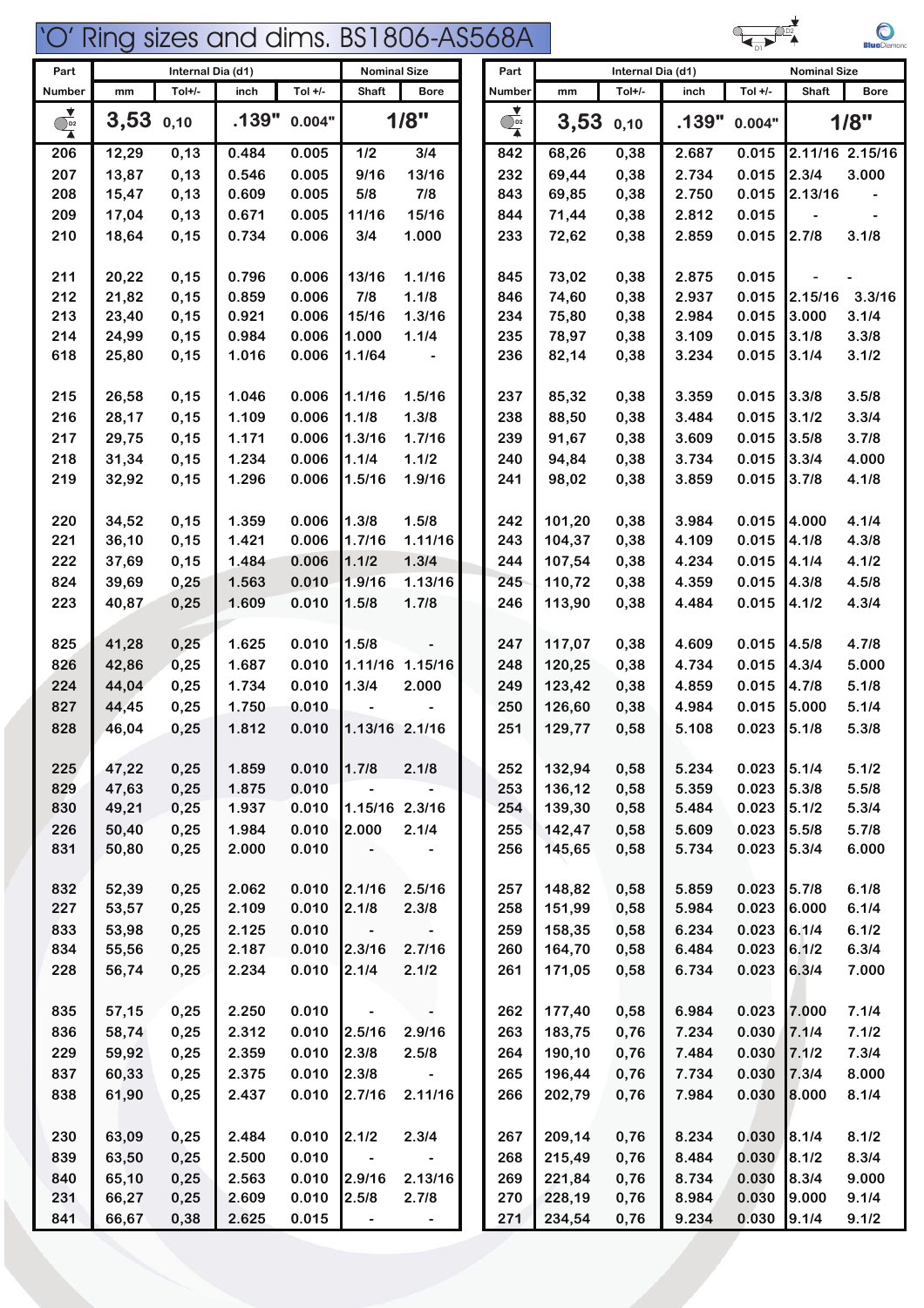# 'O' Ring sizes and dims. BS1806-AS568A

| Part | Internal Dia (d1) | | | | Nominal Size | |
|---|---|---|---|---|---|---|
| Number | mm | Tol+/- | inch | Tol +/- | Shaft | Bore |
| D2 | 3,53 | 0,10 | .139" | 0.004" | 1/8" | |
| 206 | 12,29 | 0,13 | 0.484 | 0.005 | 1/2 | 3/4 |
| 207 | 13,87 | 0,13 | 0.546 | 0.005 | 9/16 | 13/16 |
| 208 | 15,47 | 0,13 | 0.609 | 0.005 | 5/8 | 7/8 |
| 209 | 17,04 | 0,13 | 0.671 | 0.005 | 11/16 | 15/16 |
| 210 | 18,64 | 0,15 | 0.734 | 0.006 | 3/4 | 1.000 |
| 211 | 20,22 | 0,15 | 0.796 | 0.006 | 13/16 | 1.1/16 |
| 212 | 21,82 | 0,15 | 0.859 | 0.006 | 7/8 | 1.1/8 |
| 213 | 23,40 | 0,15 | 0.921 | 0.006 | 15/16 | 1.3/16 |
| 214 | 24,99 | 0,15 | 0.984 | 0.006 | 1.000 | 1.1/4 |
| 618 | 25,80 | 0,15 | 1.016 | 0.006 | 1.1/64 | - |
| 215 | 26,58 | 0,15 | 1.046 | 0.006 | 1.1/16 | 1.5/16 |
| 216 | 28,17 | 0,15 | 1.109 | 0.006 | 1.1/8 | 1.3/8 |
| 217 | 29,75 | 0,15 | 1.171 | 0.006 | 1.3/16 | 1.7/16 |
| 218 | 31,34 | 0,15 | 1.234 | 0.006 | 1.1/4 | 1.1/2 |
| 219 | 32,92 | 0,15 | 1.296 | 0.006 | 1.5/16 | 1.9/16 |
| 220 | 34,52 | 0,15 | 1.359 | 0.006 | 1.3/8 | 1.5/8 |
| 221 | 36,10 | 0,15 | 1.421 | 0.006 | 1.7/16 | 1.11/16 |
| 222 | 37,69 | 0,15 | 1.484 | 0.006 | 1.1/2 | 1.3/4 |
| 824 | 39,69 | 0,25 | 1.563 | 0.010 | 1.9/16 | 1.13/16 |
| 223 | 40,87 | 0,25 | 1.609 | 0.010 | 1.5/8 | 1.7/8 |
| 825 | 41,28 | 0,25 | 1.625 | 0.010 | 1.5/8 | - |
| 826 | 42,86 | 0,25 | 1.687 | 0.010 | 1.11/16 | 1.15/16 |
| 224 | 44,04 | 0,25 | 1.734 | 0.010 | 1.3/4 | 2.000 |
| 827 | 44,45 | 0,25 | 1.750 | 0.010 | - | - |
| 828 | 46,04 | 0,25 | 1.812 | 0.010 | 1.13/16 | 2.1/16 |
| 225 | 47,22 | 0,25 | 1.859 | 0.010 | 1.7/8 | 2.1/8 |
| 829 | 47,63 | 0,25 | 1.875 | 0.010 | - | - |
| 830 | 49,21 | 0,25 | 1.937 | 0.010 | 1.15/16 | 2.3/16 |
| 226 | 50,40 | 0,25 | 1.984 | 0.010 | 2.000 | 2.1/4 |
| 831 | 50,80 | 0,25 | 2.000 | 0.010 | - | - |
| 832 | 52,39 | 0,25 | 2.062 | 0.010 | 2.1/16 | 2.5/16 |
| 227 | 53,57 | 0,25 | 2.109 | 0.010 | 2.1/8 | 2.3/8 |
| 833 | 53,98 | 0,25 | 2.125 | 0.010 | - | - |
| 834 | 55,56 | 0,25 | 2.187 | 0.010 | 2.3/16 | 2.7/16 |
| 228 | 56,74 | 0,25 | 2.234 | 0.010 | 2.1/4 | 2.1/2 |
| 835 | 57,15 | 0,25 | 2.250 | 0.010 | - | - |
| 836 | 58,74 | 0,25 | 2.312 | 0.010 | 2.5/16 | 2.9/16 |
| 229 | 59,92 | 0,25 | 2.359 | 0.010 | 2.3/8 | 2.5/8 |
| 837 | 60,33 | 0,25 | 2.375 | 0.010 | 2.3/8 | - |
| 838 | 61,90 | 0,25 | 2.437 | 0.010 | 2.7/16 | 2.11/16 |
| 230 | 63,09 | 0,25 | 2.484 | 0.010 | 2.1/2 | 2.3/4 |
| 839 | 63,50 | 0,25 | 2.500 | 0.010 | - | - |
| 840 | 65,10 | 0,25 | 2.563 | 0.010 | 2.9/16 | 2.13/16 |
| 231 | 66,27 | 0,25 | 2.609 | 0.010 | 2.5/8 | 2.7/8 |
| 841 | 66,67 | 0,38 | 2.625 | 0.015 | - | - |
| 842 | 68,26 | 0,38 | 2.687 | 0.015 | 2.11/16 | 2.15/16 |
| 232 | 69,44 | 0,38 | 2.734 | 0.015 | 2.3/4 | 3.000 |
| 843 | 69,85 | 0,38 | 2.750 | 0.015 | 2.13/16 | - |
| 844 | 71,44 | 0,38 | 2.812 | 0.015 | - | - |
| 233 | 72,62 | 0,38 | 2.859 | 0.015 | 2.7/8 | 3.1/8 |
| 845 | 73,02 | 0,38 | 2.875 | 0.015 | - | - |
| 846 | 74,60 | 0,38 | 2.937 | 0.015 | 2.15/16 | 3.3/16 |
| 234 | 75,80 | 0,38 | 2.984 | 0.015 | 3.000 | 3.1/4 |
| 235 | 78,97 | 0,38 | 3.109 | 0.015 | 3.1/8 | 3.3/8 |
| 236 | 82,14 | 0,38 | 3.234 | 0.015 | 3.1/4 | 3.1/2 |
| 237 | 85,32 | 0,38 | 3.359 | 0.015 | 3.3/8 | 3.5/8 |
| 238 | 88,50 | 0,38 | 3.484 | 0.015 | 3.1/2 | 3.3/4 |
| 239 | 91,67 | 0,38 | 3.609 | 0.015 | 3.5/8 | 3.7/8 |
| 240 | 94,84 | 0,38 | 3.734 | 0.015 | 3.3/4 | 4.000 |
| 241 | 98,02 | 0,38 | 3.859 | 0.015 | 3.7/8 | 4.1/8 |
| 242 | 101,20 | 0,38 | 3.984 | 0.015 | 4.000 | 4.1/4 |
| 243 | 104,37 | 0,38 | 4.109 | 0.015 | 4.1/8 | 4.3/8 |
| 244 | 107,54 | 0,38 | 4.234 | 0.015 | 4.1/4 | 4.1/2 |
| 245 | 110,72 | 0,38 | 4.359 | 0.015 | 4.3/8 | 4.5/8 |
| 246 | 113,90 | 0,38 | 4.484 | 0.015 | 4.1/2 | 4.3/4 |
| 247 | 117,07 | 0,38 | 4.609 | 0.015 | 4.5/8 | 4.7/8 |
| 248 | 120,25 | 0,38 | 4.734 | 0.015 | 4.3/4 | 5.000 |
| 249 | 123,42 | 0,38 | 4.859 | 0.015 | 4.7/8 | 5.1/8 |
| 250 | 126,60 | 0,38 | 4.984 | 0.015 | 5.000 | 5.1/4 |
| 251 | 129,77 | 0,58 | 5.108 | 0.023 | 5.1/8 | 5.3/8 |
| 252 | 132,94 | 0,58 | 5.234 | 0.023 | 5.1/4 | 5.1/2 |
| 253 | 136,12 | 0,58 | 5.359 | 0.023 | 5.3/8 | 5.5/8 |
| 254 | 139,30 | 0,58 | 5.484 | 0.023 | 5.1/2 | 5.3/4 |
| 255 | 142,47 | 0,58 | 5.609 | 0.023 | 5.5/8 | 5.7/8 |
| 256 | 145,65 | 0,58 | 5.734 | 0.023 | 5.3/4 | 6.000 |
| 257 | 148,82 | 0,58 | 5.859 | 0.023 | 5.7/8 | 6.1/8 |
| 258 | 151,99 | 0,58 | 5.984 | 0.023 | 6.000 | 6.1/4 |
| 259 | 158,35 | 0,58 | 6.234 | 0.023 | 6.1/4 | 6.1/2 |
| 260 | 164,70 | 0,58 | 6.484 | 0.023 | 6.1/2 | 6.3/4 |
| 261 | 171,05 | 0,58 | 6.734 | 0.023 | 6.3/4 | 7.000 |
| 262 | 177,40 | 0,58 | 6.984 | 0.023 | 7.000 | 7.1/4 |
| 263 | 183,75 | 0,76 | 7.234 | 0.030 | 7.1/4 | 7.1/2 |
| 264 | 190,10 | 0,76 | 7.484 | 0.030 | 7.1/2 | 7.3/4 |
| 265 | 196,44 | 0,76 | 7.734 | 0.030 | 7.3/4 | 8.000 |
| 266 | 202,79 | 0,76 | 7.984 | 0.030 | 8.000 | 8.1/4 |
| 267 | 209,14 | 0,76 | 8.234 | 0.030 | 8.1/4 | 8.1/2 |
| 268 | 215,49 | 0,76 | 8.484 | 0.030 | 8.1/2 | 8.3/4 |
| 269 | 221,84 | 0,76 | 8.734 | 0.030 | 8.3/4 | 9.000 |
| 270 | 228,19 | 0,76 | 8.984 | 0.030 | 9.000 | 9.1/4 |
| 271 | 234,54 | 0,76 | 9.234 | 0.030 | 9.1/4 | 9.1/2 |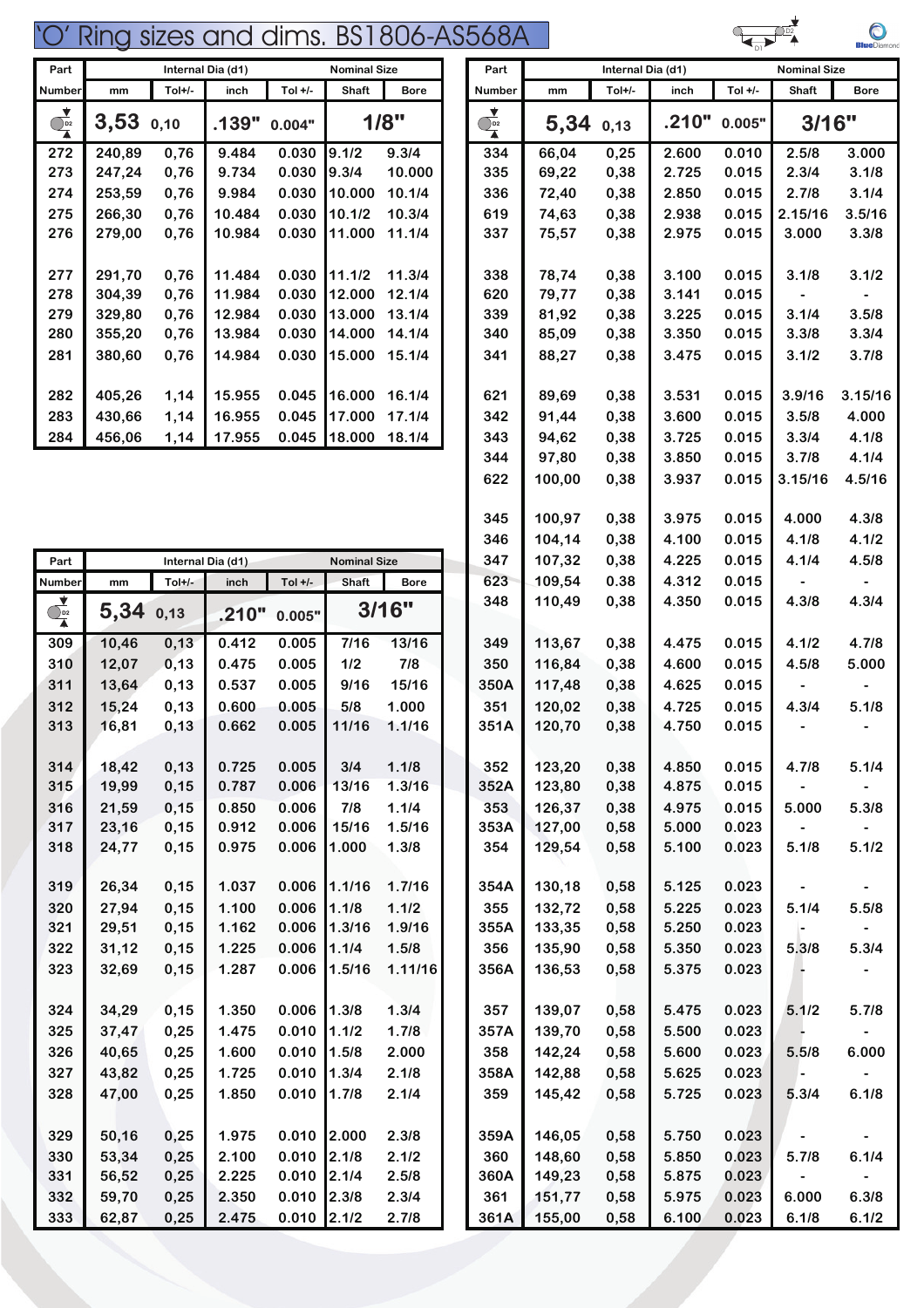# 'O' Ring sizes and dims. BS1806-AS568A

| Part Number | mm | Tol+/- | inch | Tol +/- | Shaft | Bore |
|---|---|---|---|---|---|---|
| | Internal Dia (d1) | | | | Nominal Size | |
| D2 | 3,53 | 0,10 | .139" | 0.004" | 1/8" | |
| 272 | 240,89 | 0,76 | 9.484 | 0.030 | 9.1/2 | 9.3/4 |
| 273 | 247,24 | 0,76 | 9.734 | 0.030 | 9.3/4 | 10.000 |
| 274 | 253,59 | 0,76 | 9.984 | 0.030 | 10.000 | 10.1/4 |
| 275 | 266,30 | 0,76 | 10.484 | 0.030 | 10.1/2 | 10.3/4 |
| 276 | 279,00 | 0,76 | 10.984 | 0.030 | 11.000 | 11.1/4 |
| 277 | 291,70 | 0,76 | 11.484 | 0.030 | 11.1/2 | 11.3/4 |
| 278 | 304,39 | 0,76 | 11.984 | 0.030 | 12.000 | 12.1/4 |
| 279 | 329,80 | 0,76 | 12.984 | 0.030 | 13.000 | 13.1/4 |
| 280 | 355,20 | 0,76 | 13.984 | 0.030 | 14.000 | 14.1/4 |
| 281 | 380,60 | 0,76 | 14.984 | 0.030 | 15.000 | 15.1/4 |
| 282 | 405,26 | 1,14 | 15.955 | 0.045 | 16.000 | 16.1/4 |
| 283 | 430,66 | 1,14 | 16.955 | 0.045 | 17.000 | 17.1/4 |
| 284 | 456,06 | 1,14 | 17.955 | 0.045 | 18.000 | 18.1/4 |

| Part Number | mm | Tol+/- | inch | Tol +/- | Shaft | Bore |
|---|---|---|---|---|---|---|
| | Internal Dia (d1) | | | | Nominal Size | |
| D2 | 5,34 | 0,13 | .210" | 0.005" | 3/16" | |
| 309 | 10,46 | 0,13 | 0.412 | 0.005 | 7/16 | 13/16 |
| 310 | 12,07 | 0,13 | 0.475 | 0.005 | 1/2 | 7/8 |
| 311 | 13,64 | 0,13 | 0.537 | 0.005 | 9/16 | 15/16 |
| 312 | 15,24 | 0,13 | 0.600 | 0.005 | 5/8 | 1.000 |
| 313 | 16,81 | 0,13 | 0.662 | 0.005 | 11/16 | 1.1/16 |
| 314 | 18,42 | 0,13 | 0.725 | 0.005 | 3/4 | 1.1/8 |
| 315 | 19,99 | 0,15 | 0.787 | 0.006 | 13/16 | 1.3/16 |
| 316 | 21,59 | 0,15 | 0.850 | 0.006 | 7/8 | 1.1/4 |
| 317 | 23,16 | 0,15 | 0.912 | 0.006 | 15/16 | 1.5/16 |
| 318 | 24,77 | 0,15 | 0.975 | 0.006 | 1.000 | 1.3/8 |
| 319 | 26,34 | 0,15 | 1.037 | 0.006 | 1.1/16 | 1.7/16 |
| 320 | 27,94 | 0,15 | 1.100 | 0.006 | 1.1/8 | 1.1/2 |
| 321 | 29,51 | 0,15 | 1.162 | 0.006 | 1.3/16 | 1.9/16 |
| 322 | 31,12 | 0,15 | 1.225 | 0.006 | 1.1/4 | 1.5/8 |
| 323 | 32,69 | 0,15 | 1.287 | 0.006 | 1.5/16 | 1.11/16 |
| 324 | 34,29 | 0,15 | 1.350 | 0.006 | 1.3/8 | 1.3/4 |
| 325 | 37,47 | 0,25 | 1.475 | 0.010 | 1.1/2 | 1.7/8 |
| 326 | 40,65 | 0,25 | 1.600 | 0.010 | 1.5/8 | 2.000 |
| 327 | 43,82 | 0,25 | 1.725 | 0.010 | 1.3/4 | 2.1/8 |
| 328 | 47,00 | 0,25 | 1.850 | 0.010 | 1.7/8 | 2.1/4 |
| 329 | 50,16 | 0,25 | 1.975 | 0.010 | 2.000 | 2.3/8 |
| 330 | 53,34 | 0,25 | 2.100 | 0.010 | 2.1/8 | 2.1/2 |
| 331 | 56,52 | 0,25 | 2.225 | 0.010 | 2.1/4 | 2.5/8 |
| 332 | 59,70 | 0,25 | 2.350 | 0.010 | 2.3/8 | 2.3/4 |
| 333 | 62,87 | 0,25 | 2.475 | 0.010 | 2.1/2 | 2.7/8 |

| Part Number | mm | Tol+/- | inch | Tol +/- | Shaft | Bore |
|---|---|---|---|---|---|---|
| | Internal Dia (d1) | | | | Nominal Size | |
| D2 | 5,34 | 0,13 | .210" | 0.005" | 3/16" | |
| 334 | 66,04 | 0,25 | 2.600 | 0.010 | 2.5/8 | 3.000 |
| 335 | 69,22 | 0,38 | 2.725 | 0.015 | 2.3/4 | 3.1/8 |
| 336 | 72,40 | 0,38 | 2.850 | 0.015 | 2.7/8 | 3.1/4 |
| 619 | 74,63 | 0,38 | 2.938 | 0.015 | 2.15/16 | 3.5/16 |
| 337 | 75,57 | 0,38 | 2.975 | 0.015 | 3.000 | 3.3/8 |
| 338 | 78,74 | 0,38 | 3.100 | 0.015 | 3.1/8 | 3.1/2 |
| 620 | 79,77 | 0,38 | 3.141 | 0.015 | - | - |
| 339 | 81,92 | 0,38 | 3.225 | 0.015 | 3.1/4 | 3.5/8 |
| 340 | 85,09 | 0,38 | 3.350 | 0.015 | 3.3/8 | 3.3/4 |
| 341 | 88,27 | 0,38 | 3.475 | 0.015 | 3.1/2 | 3.7/8 |
| 621 | 89,69 | 0,38 | 3.531 | 0.015 | 3.9/16 | 3.15/16 |
| 342 | 91,44 | 0,38 | 3.600 | 0.015 | 3.5/8 | 4.000 |
| 343 | 94,62 | 0,38 | 3.725 | 0.015 | 3.3/4 | 4.1/8 |
| 344 | 97,80 | 0,38 | 3.850 | 0.015 | 3.7/8 | 4.1/4 |
| 622 | 100,00 | 0,38 | 3.937 | 0.015 | 3.15/16 | 4.5/16 |
| 345 | 100,97 | 0,38 | 3.975 | 0.015 | 4.000 | 4.3/8 |
| 346 | 104,14 | 0,38 | 4.100 | 0.015 | 4.1/8 | 4.1/2 |
| 347 | 107,32 | 0,38 | 4.225 | 0.015 | 4.1/4 | 4.5/8 |
| 623 | 109,54 | 0.38 | 4.312 | 0.015 | - | - |
| 348 | 110,49 | 0,38 | 4.350 | 0.015 | 4.3/8 | 4.3/4 |
| 349 | 113,67 | 0,38 | 4.475 | 0.015 | 4.1/2 | 4.7/8 |
| 350 | 116,84 | 0,38 | 4.600 | 0.015 | 4.5/8 | 5.000 |
| 350A | 117,48 | 0,38 | 4.625 | 0.015 | - | - |
| 351 | 120,02 | 0,38 | 4.725 | 0.015 | 4.3/4 | 5.1/8 |
| 351A | 120,70 | 0,38 | 4.750 | 0.015 | - | - |
| 352 | 123,20 | 0,38 | 4.850 | 0.015 | 4.7/8 | 5.1/4 |
| 352A | 123,80 | 0,38 | 4.875 | 0.015 | - | - |
| 353 | 126,37 | 0,38 | 4.975 | 0.015 | 5.000 | 5.3/8 |
| 353A | 127,00 | 0,58 | 5.000 | 0.023 | - | - |
| 354 | 129,54 | 0,58 | 5.100 | 0.023 | 5.1/8 | 5.1/2 |
| 354A | 130,18 | 0,58 | 5.125 | 0.023 | - | - |
| 355 | 132,72 | 0,58 | 5.225 | 0.023 | 5.1/4 | 5.5/8 |
| 355A | 133,35 | 0,58 | 5.250 | 0.023 | - | - |
| 356 | 135,90 | 0,58 | 5.350 | 0.023 | 5.3/8 | 5.3/4 |
| 356A | 136,53 | 0,58 | 5.375 | 0.023 | - | - |
| 357 | 139,07 | 0,58 | 5.475 | 0.023 | 5.1/2 | 5.7/8 |
| 357A | 139,70 | 0,58 | 5.500 | 0.023 | - | - |
| 358 | 142,24 | 0,58 | 5.600 | 0.023 | 5.5/8 | 6.000 |
| 358A | 142,88 | 0,58 | 5.625 | 0.023 | - | - |
| 359 | 145,42 | 0,58 | 5.725 | 0.023 | 5.3/4 | 6.1/8 |
| 359A | 146,05 | 0,58 | 5.750 | 0.023 | - | - |
| 360 | 148,60 | 0,58 | 5.850 | 0.023 | 5.7/8 | 6.1/4 |
| 360A | 149,23 | 0,58 | 5.875 | 0.023 | - | - |
| 361 | 151,77 | 0,58 | 5.975 | 0.023 | 6.000 | 6.3/8 |
| 361A | 155,00 | 0,58 | 6.100 | 0.023 | 6.1/8 | 6.1/2 |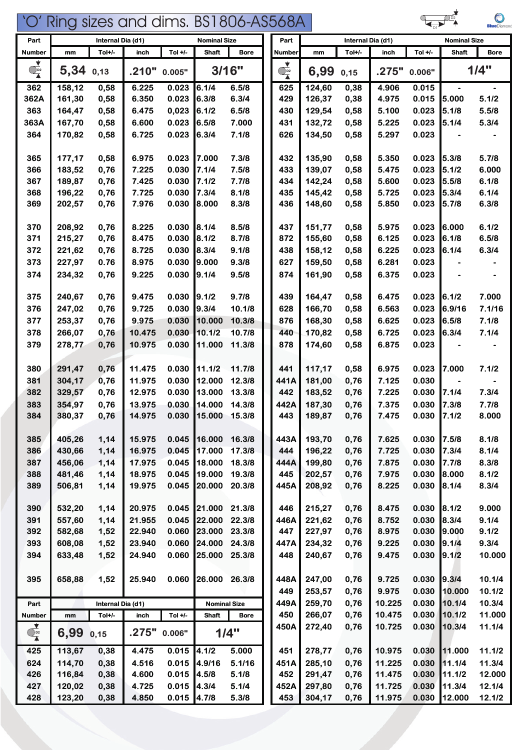# 'O' Ring sizes and dims. BS1806-AS568A

| Part Number | Internal Dia (d1) mm | Tol+/- | inch | Tol +/- | Nominal Size Shaft | Bore |
|---|---|---|---|---|---|---|
| D2 | 5,34 | 0,13 | .210" | 0.005" | 3/16" | |
| 362 | 158,12 | 0,58 | 6.225 | 0.023 | 6.1/4 | 6.5/8 |
| 362A | 161,30 | 0,58 | 6.350 | 0.023 | 6.3/8 | 6.3/4 |
| 363 | 164,47 | 0,58 | 6.475 | 0,023 | 6.1/2 | 6.5/8 |
| 363A | 167,70 | 0,58 | 6.600 | 0.023 | 6.5/8 | 7.000 |
| 364 | 170,82 | 0,58 | 6.725 | 0.023 | 6.3/4 | 7.1/8 |
| 365 | 177,17 | 0,58 | 6.975 | 0.023 | 7.000 | 7.3/8 |
| 366 | 183,52 | 0,76 | 7.225 | 0.030 | 7.1/4 | 7.5/8 |
| 367 | 189,87 | 0,76 | 7.425 | 0.030 | 7.1/2 | 7.7/8 |
| 368 | 196,22 | 0,76 | 7.725 | 0.030 | 7.3/4 | 8.1/8 |
| 369 | 202,57 | 0,76 | 7.976 | 0.030 | 8.000 | 8.3/8 |
| 370 | 208,92 | 0,76 | 8.225 | 0.030 | 8.1/4 | 8.5/8 |
| 371 | 215,27 | 0,76 | 8.475 | 0.030 | 8.1/2 | 8.7/8 |
| 372 | 221,62 | 0,76 | 8.725 | 0.030 | 8.3/4 | 9.1/8 |
| 373 | 227,97 | 0.76 | 8.975 | 0.030 | 9.000 | 9.3/8 |
| 374 | 234,32 | 0,76 | 9.225 | 0.030 | 9.1/4 | 9.5/8 |
| 375 | 240,67 | 0,76 | 9.475 | 0.030 | 9.1/2 | 9.7/8 |
| 376 | 247,02 | 0,76 | 9.725 | 0.030 | 9.3/4 | 10.1/8 |
| 377 | 253,37 | 0,76 | 9.975 | 0.030 | 10.000 | 10.3/8 |
| 378 | 266,07 | 0,76 | 10.475 | 0.030 | 10.1/2 | 10.7/8 |
| 379 | 278,77 | 0,76 | 10.975 | 0.030 | 11.000 | 11.3/8 |
| 380 | 291,47 | 0,76 | 11.475 | 0.030 | 11.1/2 | 11.7/8 |
| 381 | 304,17 | 0,76 | 11.975 | 0.030 | 12.000 | 12.3/8 |
| 382 | 329,57 | 0,76 | 12.975 | 0.030 | 13.000 | 13.3/8 |
| 383 | 354,97 | 0,76 | 13.975 | 0.030 | 14.000 | 14.3/8 |
| 384 | 380,37 | 0,76 | 14.975 | 0.030 | 15.000 | 15.3/8 |
| 385 | 405,26 | 1,14 | 15.975 | 0.045 | 16.000 | 16.3/8 |
| 386 | 430,66 | 1,14 | 16.975 | 0.045 | 17.000 | 17.3/8 |
| 387 | 456,06 | 1,14 | 17.975 | 0.045 | 18.000 | 18.3/8 |
| 388 | 481,46 | 1,14 | 18.975 | 0.045 | 19.000 | 19.3/8 |
| 389 | 506,81 | 1,14 | 19.975 | 0.045 | 20.000 | 20.3/8 |
| 390 | 532,20 | 1,14 | 20.975 | 0.045 | 21.000 | 21.3/8 |
| 391 | 557,60 | 1,14 | 21.955 | 0.045 | 22.000 | 22.3/8 |
| 392 | 582,68 | 1,52 | 22.940 | 0.060 | 23.000 | 23.3/8 |
| 393 | 608,08 | 1,52 | 23.940 | 0.060 | 24.000 | 24.3/8 |
| 394 | 633,48 | 1,52 | 24.940 | 0.060 | 25.000 | 25.3/8 |
| 395 | 658,88 | 1,52 | 25.940 | 0.060 | 26.000 | 26.3/8 |

| Part Number | Internal Dia (d1) mm | Tol+/- | inch | Tol +/- | Nominal Size Shaft | Bore |
|---|---|---|---|---|---|---|
| D2 | 6,99 | 0,15 | .275" | 0.006" | 1/4" | |
| 425 | 113,67 | 0,38 | 4.475 | 0.015 | 4.1/2 | 5.000 |
| 624 | 114,70 | 0,38 | 4.516 | 0.015 | 4.9/16 | 5.1/16 |
| 426 | 116,84 | 0,38 | 4.600 | 0.015 | 4.5/8 | 5.1/8 |
| 427 | 120,02 | 0,38 | 4.725 | 0.015 | 4.3/4 | 5.1/4 |
| 428 | 123,20 | 0,38 | 4.850 | 0.015 | 4.7/8 | 5.3/8 |
| 625 | 124,60 | 0,38 | 4.906 | 0.015 | - | - |
| 429 | 126,37 | 0,38 | 4.975 | 0.015 | 5.000 | 5.1/2 |
| 430 | 129,54 | 0,58 | 5.100 | 0.023 | 5.1/8 | 5.5/8 |
| 431 | 132,72 | 0,58 | 5.225 | 0.023 | 5.1/4 | 5.3/4 |
| 626 | 134,50 | 0,58 | 5.297 | 0.023 | - | - |
| 432 | 135,90 | 0,58 | 5.350 | 0.023 | 5.3/8 | 5.7/8 |
| 433 | 139,07 | 0,58 | 5.475 | 0.023 | 5.1/2 | 6.000 |
| 434 | 142,24 | 0,58 | 5.600 | 0.023 | 5.5/8 | 6.1/8 |
| 435 | 145,42 | 0,58 | 5.725 | 0.023 | 5.3/4 | 6.1/4 |
| 436 | 148,60 | 0,58 | 5.850 | 0.023 | 5.7/8 | 6.3/8 |
| 437 | 151,77 | 0,58 | 5.975 | 0.023 | 6.000 | 6.1/2 |
| 872 | 155,60 | 0,58 | 6.125 | 0.023 | 6.1/8 | 6.5/8 |
| 438 | 158,12 | 0,58 | 6.225 | 0.023 | 6.1/4 | 6.3/4 |
| 627 | 159,50 | 0,58 | 6.281 | 0.023 | - | - |
| 874 | 161,90 | 0,58 | 6.375 | 0.023 | - | - |
| 439 | 164,47 | 0,58 | 6.475 | 0.023 | 6.1/2 | 7.000 |
| 628 | 166,70 | 0,58 | 6.563 | 0.023 | 6.9/16 | 7.1/16 |
| 876 | 168,30 | 0,58 | 6.625 | 0.023 | 6.5/8 | 7.1/8 |
| 440 | 170,82 | 0,58 | 6.725 | 0.023 | 6.3/4 | 7.1/4 |
| 878 | 174,60 | 0,58 | 6.875 | 0.023 | - | - |
| 441 | 117,17 | 0,58 | 6.975 | 0.023 | 7.000 | 7.1/2 |
| 441A | 181,00 | 0,76 | 7.125 | 0.030 | - | - |
| 442 | 183,52 | 0,76 | 7.225 | 0.030 | 7.1/4 | 7.3/4 |
| 442A | 187,30 | 0,76 | 7.375 | 0.030 | 7.3/8 | 7.7/8 |
| 443 | 189,87 | 0,76 | 7.475 | 0.030 | 7.1/2 | 8.000 |
| 443A | 193,70 | 0,76 | 7.625 | 0.030 | 7.5/8 | 8.1/8 |
| 444 | 196,22 | 0,76 | 7.725 | 0.030 | 7.3/4 | 8.1/4 |
| 444A | 199,80 | 0,76 | 7.875 | 0.030 | 7.7/8 | 8.3/8 |
| 445 | 202,57 | 0,76 | 7.975 | 0.030 | 8.000 | 8.1/2 |
| 445A | 208,92 | 0,76 | 8.225 | 0.030 | 8.1/4 | 8.3/4 |
| 446 | 215,27 | 0,76 | 8.475 | 0.030 | 8.1/2 | 9.000 |
| 446A | 221,62 | 0,76 | 8.752 | 0.030 | 8.3/4 | 9.1/4 |
| 447 | 227,97 | 0,76 | 8.975 | 0.030 | 9.000 | 9.1/2 |
| 447A | 234,32 | 0,76 | 9.225 | 0.030 | 9.1/4 | 9.3/4 |
| 448 | 240,67 | 0,76 | 9.475 | 0.030 | 9.1/2 | 10.000 |
| 448A | 247,00 | 0,76 | 9.725 | 0.030 | 9.3/4 | 10.1/4 |
| 449 | 253,57 | 0,76 | 9.975 | 0.030 | 10.000 | 10.1/2 |
| 449A | 259,70 | 0,76 | 10.225 | 0.030 | 10.1/4 | 10.3/4 |
| 450 | 266,07 | 0,76 | 10.475 | 0.030 | 10.1/2 | 11.000 |
| 450A | 272,40 | 0,76 | 10.725 | 0.030 | 10.3/4 | 11.1/4 |
| 451 | 278,77 | 0,76 | 10.975 | 0.030 | 11.000 | 11.1/2 |
| 451A | 285,10 | 0,76 | 11.225 | 0.030 | 11.1/4 | 11.3/4 |
| 452 | 291,47 | 0,76 | 11.475 | 0.030 | 11.1/2 | 12.000 |
| 452A | 297,80 | 0,76 | 11.725 | 0.030 | 11.3/4 | 12.1/4 |
| 453 | 304,17 | 0,76 | 11.975 | 0.030 | 12.000 | 12.1/2 |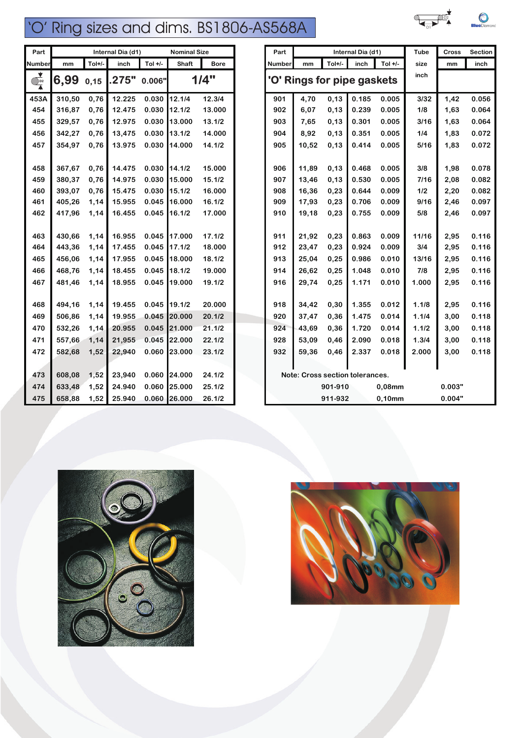# 'O' Ring sizes and dims. BS1806-AS568A

| Part Number | Internal Dia (d1) mm | Tol+/- | inch | Tol +/- | Nominal Size Shaft | Bore |
|---|---|---|---|---|---|---|
| D2 | 6,99 | 0,15 | .275" | 0.006" | 1/4" | |
| 453A | 310,50 | 0,76 | 12.225 | 0.030 | 12.1/4 | 12.3/4 |
| 454 | 316,87 | 0,76 | 12.475 | 0.030 | 12.1/2 | 13.000 |
| 455 | 329,57 | 0,76 | 12.975 | 0.030 | 13.000 | 13.1/2 |
| 456 | 342,27 | 0,76 | 13,475 | 0.030 | 13.1/2 | 14.000 |
| 457 | 354,97 | 0,76 | 13.975 | 0.030 | 14.000 | 14.1/2 |
| 458 | 367,67 | 0,76 | 14.475 | 0.030 | 14.1/2 | 15.000 |
| 459 | 380,37 | 0,76 | 14.975 | 0.030 | 15.000 | 15.1/2 |
| 460 | 393,07 | 0,76 | 15.475 | 0.030 | 15.1/2 | 16.000 |
| 461 | 405,26 | 1,14 | 15.955 | 0.045 | 16.000 | 16.1/2 |
| 462 | 417,96 | 1,14 | 16.455 | 0.045 | 16.1/2 | 17.000 |
| 463 | 430,66 | 1,14 | 16.955 | 0.045 | 17.000 | 17.1/2 |
| 464 | 443,36 | 1,14 | 17.455 | 0.045 | 17.1/2 | 18.000 |
| 465 | 456,06 | 1,14 | 17.955 | 0.045 | 18.000 | 18.1/2 |
| 466 | 468,76 | 1,14 | 18.455 | 0.045 | 18.1/2 | 19.000 |
| 467 | 481,46 | 1,14 | 18.955 | 0.045 | 19.000 | 19.1/2 |
| 468 | 494,16 | 1,14 | 19.455 | 0.045 | 19.1/2 | 20.000 |
| 469 | 506,86 | 1,14 | 19.955 | 0.045 | 20.000 | 20.1/2 |
| 470 | 532,26 | 1,14 | 20.955 | 0.045 | 21.000 | 21.1/2 |
| 471 | 557,66 | 1,14 | 21,955 | 0.045 | 22.000 | 22.1/2 |
| 472 | 582,68 | 1,52 | 22,940 | 0.060 | 23.000 | 23.1/2 |
| 473 | 608,08 | 1,52 | 23,940 | 0.060 | 24.000 | 24.1/2 |
| 474 | 633,48 | 1,52 | 24.940 | 0.060 | 25.000 | 25.1/2 |
| 475 | 658,88 | 1,52 | 25.940 | 0.060 | 26.000 | 26.1/2 |

**'O' Rings for pipe gaskets**

| Part Number | Internal Dia (d1) mm | Tol+/- | inch | Tol +/- | Tube size inch | Cross Section mm | inch |
|---|---|---|---|---|---|---|---|
| 901 | 4,70 | 0,13 | 0.185 | 0.005 | 3/32 | 1,42 | 0.056 |
| 902 | 6,07 | 0,13 | 0.239 | 0.005 | 1/8 | 1,63 | 0.064 |
| 903 | 7,65 | 0,13 | 0.301 | 0.005 | 3/16 | 1,63 | 0.064 |
| 904 | 8,92 | 0,13 | 0.351 | 0.005 | 1/4 | 1,83 | 0.072 |
| 905 | 10,52 | 0,13 | 0.414 | 0.005 | 5/16 | 1,83 | 0.072 |
| 906 | 11,89 | 0,13 | 0.468 | 0.005 | 3/8 | 1,98 | 0.078 |
| 907 | 13,46 | 0,13 | 0.530 | 0.005 | 7/16 | 2,08 | 0.082 |
| 908 | 16,36 | 0,23 | 0.644 | 0.009 | 1/2 | 2,20 | 0.082 |
| 909 | 17,93 | 0,23 | 0.706 | 0.009 | 9/16 | 2,46 | 0.097 |
| 910 | 19,18 | 0,23 | 0.755 | 0.009 | 5/8 | 2,46 | 0.097 |
| 911 | 21,92 | 0,23 | 0.863 | 0.009 | 11/16 | 2,95 | 0.116 |
| 912 | 23,47 | 0,23 | 0.924 | 0.009 | 3/4 | 2,95 | 0.116 |
| 913 | 25,04 | 0,25 | 0.986 | 0.010 | 13/16 | 2,95 | 0.116 |
| 914 | 26,62 | 0,25 | 1.048 | 0.010 | 7/8 | 2,95 | 0.116 |
| 916 | 29,74 | 0,25 | 1.171 | 0.010 | 1.000 | 2,95 | 0.116 |
| 918 | 34,42 | 0,30 | 1.355 | 0.012 | 1.1/8 | 2,95 | 0.116 |
| 920 | 37,47 | 0,36 | 1.475 | 0.014 | 1.1/4 | 3,00 | 0.118 |
| 924 | 43,69 | 0,36 | 1.720 | 0.014 | 1.1/2 | 3,00 | 0.118 |
| 928 | 53,09 | 0,46 | 2.090 | 0.018 | 1.3/4 | 3,00 | 0.118 |
| 932 | 59,36 | 0,46 | 2.337 | 0.018 | 2.000 | 3,00 | 0.118 |

Note: Cross section tolerances.

| | | |
|---|---|---|
| 901-910 | 0,08mm | 0.003" |
| 911-932 | 0,10mm | 0.004" |